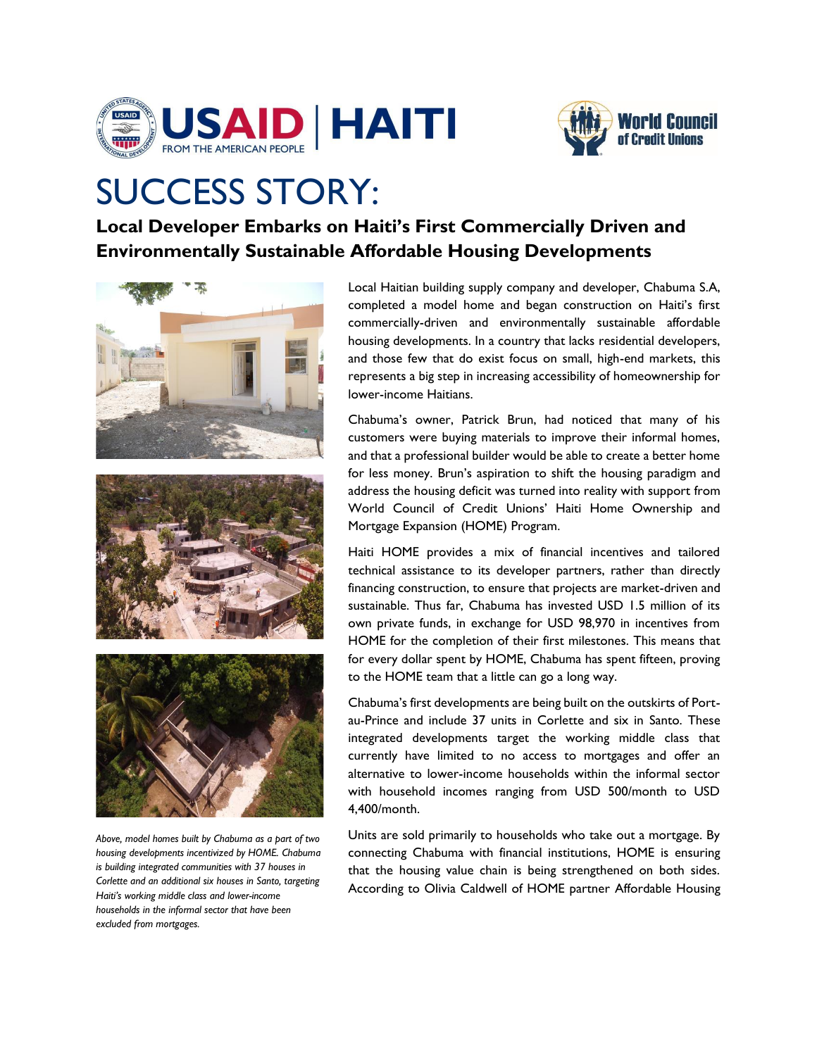# SUCCESS STORY:

## Local Developer Embarks on Haiti's First Commercially Driven and Environmentally Sustainable Affordable Housing Developments

*Above, model homes built by Chabuma as a part of two housing developments incentivized by HOME. Chabuma is building integrated communities with 37 houses in Corlette and an additional six houses in Santo, targeting Haiti's working middle class and lower-income households in the informal sector that have been excluded from mortgages.*

Local Haitian building supply company and developer, Chabuma S.A, completed a model home and began construction on Haiti's first commercially-driven and environmentally sustainable affordable housing developments. In a country that lacks residential developers, and those few that do exist focus on small, high-end markets, this represents a big step in increasing accessibility of homeownership for lower-income Haitians.

Chabuma's owner, Patrick Brun, had noticed that many of his customers were buying materials to improve their informal homes, and that a professional builder would be able to create a better home for less money. Brun's aspiration to shift the housing paradigm and address the housing deficit was turned into reality with support from World Council of Credit Unions' Haiti Home Ownership and Mortgage Expansion (HOME) Program.

Haiti HOME provides a mix of financial incentives and tailored technical assistance to its developer partners, rather than directly financing construction, to ensure that projects are market-driven and sustainable. Thus far, Chabuma has invested USD 1.5 million of its own private funds, in exchange for USD 98,970 in incentives from HOME for the completion of their first milestones. This means that for every dollar spent by HOME, Chabuma has spent fifteen, proving to the HOME team that a little can go a long way.

Chabuma's first developments are being built on the outskirts of Port-au-Prince and include 37 units in Corlette and six in Santo. These integrated developments target the working middle class that currently have limited to no access to mortgages and offer an alternative to lower-income households within the informal sector with household incomes ranging from USD 500/month to USD 4,400/month.

Units are sold primarily to households who take out a mortgage. By connecting Chabuma with financial institutions, HOME is ensuring that the housing value chain is being strengthened on both sides. According to Olivia Caldwell of HOME partner Affordable Housing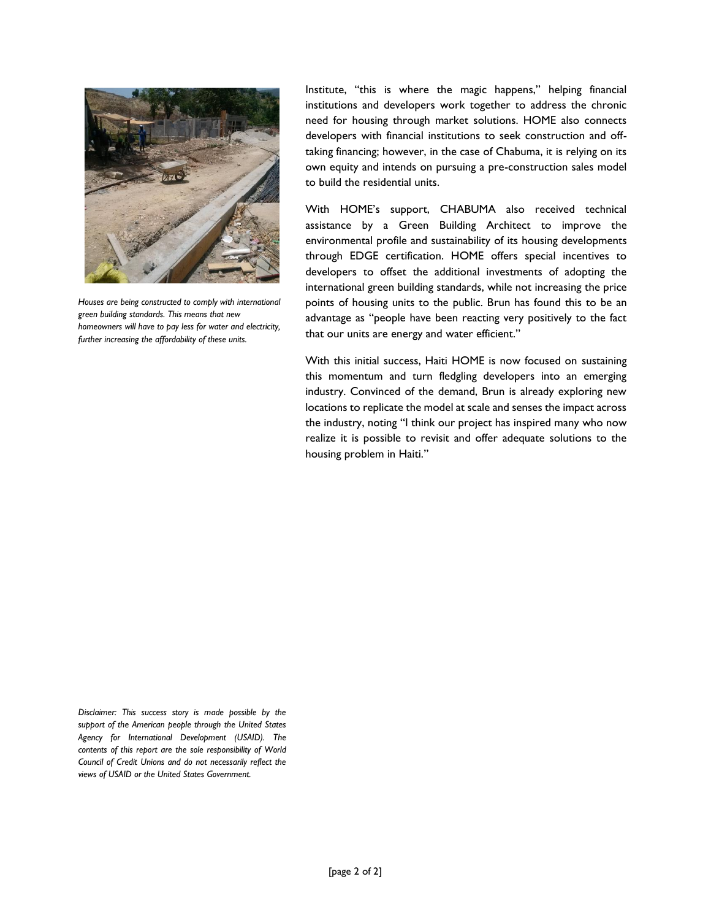*Houses are being constructed to comply with international green building standards. This means that new homeowners will have to pay less for water and electricity, further increasing the affordability of these units.*

Institute, "this is where the magic happens," helping financial institutions and developers work together to address the chronic need for housing through market solutions. HOME also connects developers with financial institutions to seek construction and off-taking financing; however, in the case of Chabuma, it is relying on its own equity and intends on pursuing a pre-construction sales model to build the residential units.

With HOME's support, CHABUMA also received technical assistance by a Green Building Architect to improve the environmental profile and sustainability of its housing developments through EDGE certification. HOME offers special incentives to developers to offset the additional investments of adopting the international green building standards, while not increasing the price points of housing units to the public. Brun has found this to be an advantage as "people have been reacting very positively to the fact that our units are energy and water efficient."

With this initial success, Haiti HOME is now focused on sustaining this momentum and turn fledgling developers into an emerging industry. Convinced of the demand, Brun is already exploring new locations to replicate the model at scale and senses the impact across the industry, noting "I think our project has inspired many who now realize it is possible to revisit and offer adequate solutions to the housing problem in Haiti."

*Disclaimer: This success story is made possible by the support of the American people through the United States Agency for International Development (USAID). The contents of this report are the sole responsibility of World Council of Credit Unions and do not necessarily reflect the views of USAID or the United States Government.*